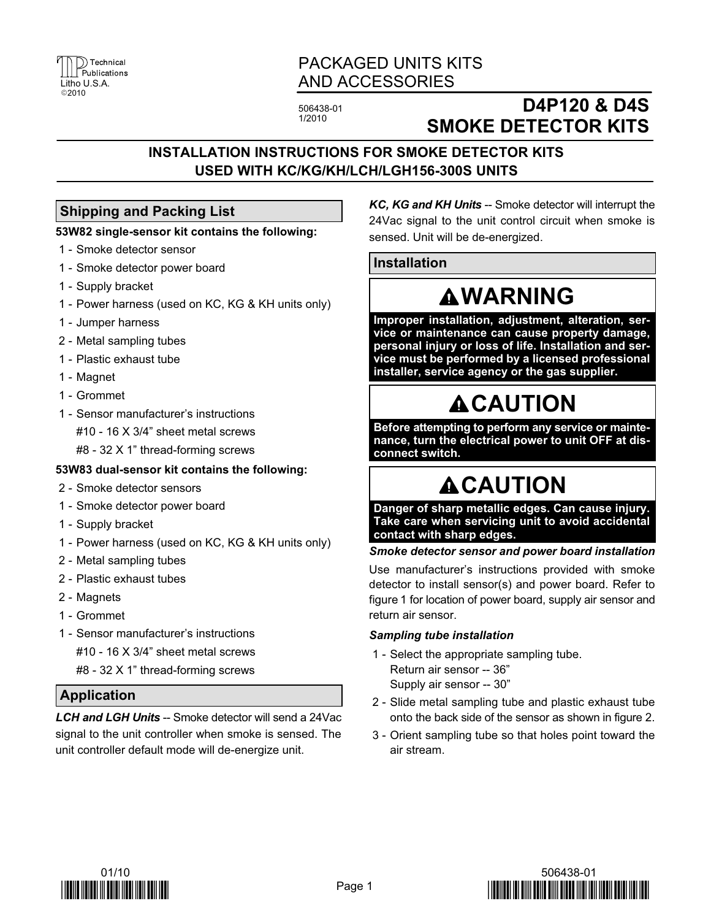PACKAGED UNITS KITS AND ACCESSORIES

506438-01
1/2010

# D4P120 & D4S SMOKE DETECTOR KITS

## INSTALLATION INSTRUCTIONS FOR SMOKE DETECTOR KITS USED WITH KC/KG/KH/LCH/LGH156-300S UNITS

## Shipping and Packing List

**53W82 single-sensor kit contains the following:**

1 - Smoke detector sensor
1 - Smoke detector power board
1 - Supply bracket
1 - Power harness (used on KC, KG & KH units only)
1 - Jumper harness
2 - Metal sampling tubes
1 - Plastic exhaust tube
1 - Magnet
1 - Grommet
1 - Sensor manufacturer's instructions
#10 - 16 X 3/4" sheet metal screws
#8 - 32 X 1" thread-forming screws

**53W83 dual-sensor kit contains the following:**

2 - Smoke detector sensors
1 - Smoke detector power board
1 - Supply bracket
1 - Power harness (used on KC, KG & KH units only)
2 - Metal sampling tubes
2 - Plastic exhaust tubes
2 - Magnets
1 - Grommet
1 - Sensor manufacturer's instructions
#10 - 16 X 3/4" sheet metal screws
#8 - 32 X 1" thread-forming screws

## Application

***LCH and LGH Units*** -- Smoke detector will send a 24Vac signal to the unit controller when smoke is sensed. The unit controller default mode will de-energize unit.

***KC, KG and KH Units*** -- Smoke detector will interrupt the 24Vac signal to the unit control circuit when smoke is sensed. Unit will be de-energized.

## Installation

**WARNING**

**Improper installation, adjustment, alteration, service or maintenance can cause property damage, personal injury or loss of life. Installation and service must be performed by a licensed professional installer, service agency or the gas supplier.**

**CAUTION**

**Before attempting to perform any service or maintenance, turn the electrical power to unit OFF at disconnect switch.**

**CAUTION**

**Danger of sharp metallic edges. Can cause injury. Take care when servicing unit to avoid accidental contact with sharp edges.**

***Smoke detector sensor and power board installation***

Use manufacturer's instructions provided with smoke detector to install sensor(s) and power board. Refer to figure 1 for location of power board, supply air sensor and return air sensor.

***Sampling tube installation***

1 - Select the appropriate sampling tube.
Return air sensor -- 36"
Supply air sensor -- 30"

2 - Slide metal sampling tube and plastic exhaust tube onto the back side of the sensor as shown in figure 2.

3 - Orient sampling tube so that holes point toward the air stream.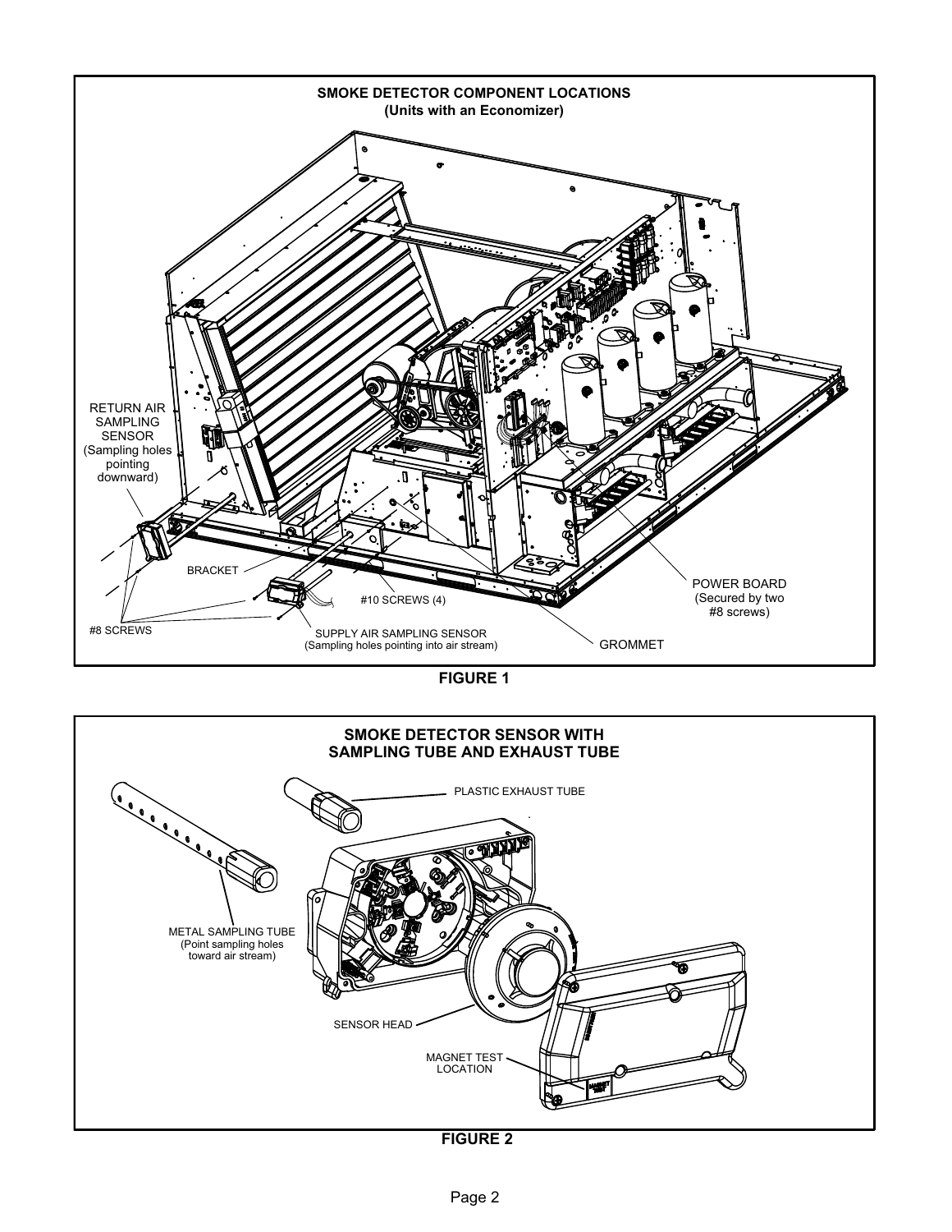**SMOKE DETECTOR COMPONENT LOCATIONS**
**(Units with an Economizer)**

RETURN AIR SAMPLING SENSOR (Sampling holes pointing downward)

BRACKET

#8 SCREWS

#10 SCREWS (4)

SUPPLY AIR SAMPLING SENSOR (Sampling holes pointing into air stream)

GROMMET

POWER BOARD (Secured by two #8 screws)

**FIGURE 1**

**SMOKE DETECTOR SENSOR WITH SAMPLING TUBE AND EXHAUST TUBE**

PLASTIC EXHAUST TUBE

METAL SAMPLING TUBE (Point sampling holes toward air stream)

SENSOR HEAD

MAGNET TEST LOCATION

**FIGURE 2**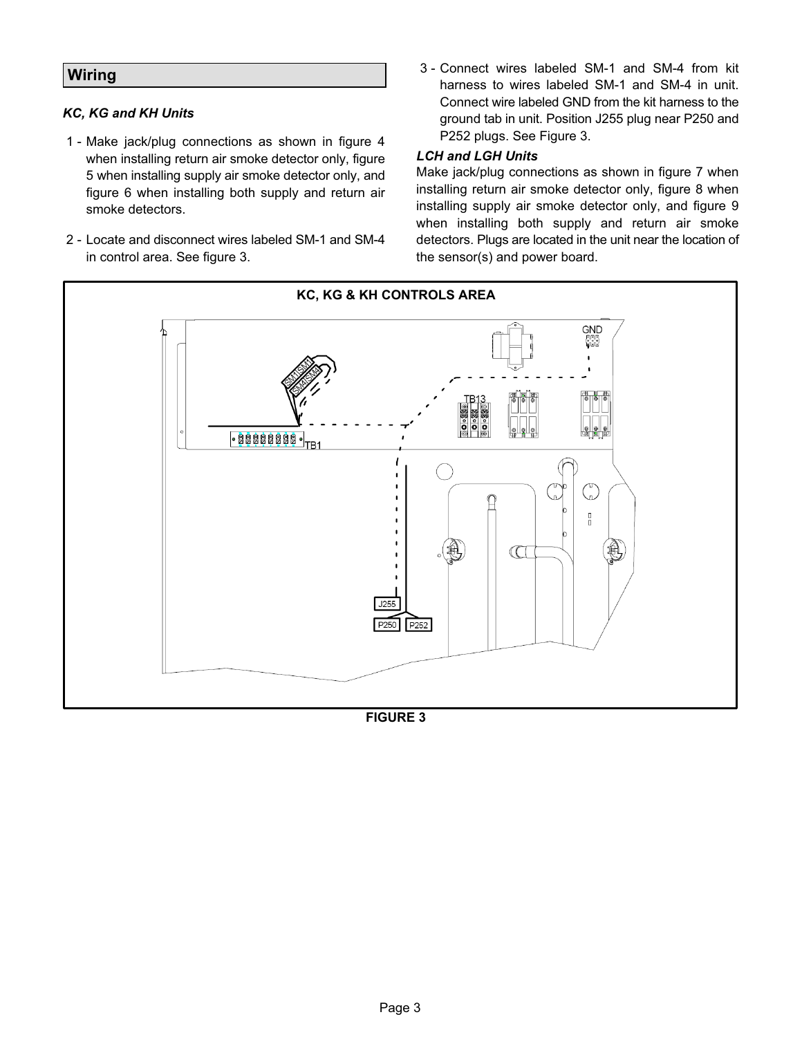## Wiring

*KC, KG and KH Units*

1 - Make jack/plug connections as shown in figure 4 when installing return air smoke detector only, figure 5 when installing supply air smoke detector only, and figure 6 when installing both supply and return air smoke detectors.

2 - Locate and disconnect wires labeled SM-1 and SM-4 in control area. See figure 3.

3 - Connect wires labeled SM-1 and SM-4 from kit harness to wires labeled SM-1 and SM-4 in unit. Connect wire labeled GND from the kit harness to the ground tab in unit. Position J255 plug near P250 and P252 plugs. See Figure 3.

*LCH and LGH Units*

Make jack/plug connections as shown in figure 7 when installing return air smoke detector only, figure 8 when installing supply air smoke detector only, and figure 9 when installing both supply and return air smoke detectors. Plugs are located in the unit near the location of the sensor(s) and power board.

**KC, KG & KH CONTROLS AREA**

GND

SM1 SM1

SM4 SM4

TB13

TB1

J255

P250 P252

**FIGURE 3**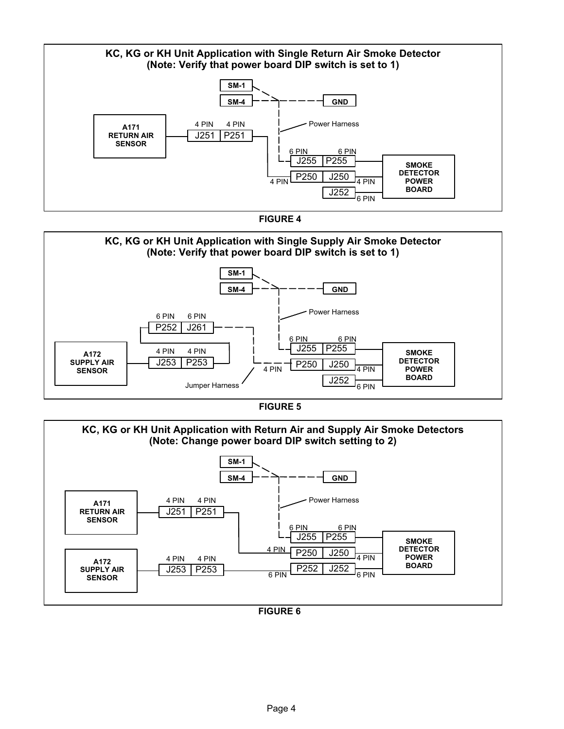**KC, KG or KH Unit Application with Single Return Air Smoke Detector**
**(Note: Verify that power board DIP switch is set to 1)**

SM-1
SM-4
GND
Power Harness
A171 RETURN AIR SENSOR
4 PIN J251 — 4 PIN P251
6 PIN J255 — 6 PIN P255
4 PIN P250 — 4 PIN J250
J252 6 PIN
SMOKE DETECTOR POWER BOARD

**FIGURE 4**

**KC, KG or KH Unit Application with Single Supply Air Smoke Detector**
**(Note: Verify that power board DIP switch is set to 1)**

SM-1
SM-4
GND
Power Harness
6 PIN P252 — 6 PIN J261
A172 SUPPLY AIR SENSOR
4 PIN J253 — 4 PIN P253
6 PIN J255 — 6 PIN P255
4 PIN P250 — 4 PIN J250
J252 6 PIN
Jumper Harness
SMOKE DETECTOR POWER BOARD

**FIGURE 5**

**KC, KG or KH Unit Application with Return Air and Supply Air Smoke Detectors**
**(Note: Change power board DIP switch setting to 2)**

SM-1
SM-4
GND
Power Harness
A171 RETURN AIR SENSOR
4 PIN J251 — 4 PIN P251
A172 SUPPLY AIR SENSOR
4 PIN J253 — 4 PIN P253
6 PIN J255 — 6 PIN P255
4 PIN P250 — 4 PIN J250
6 PIN P252 — 6 PIN J252
SMOKE DETECTOR POWER BOARD

**FIGURE 6**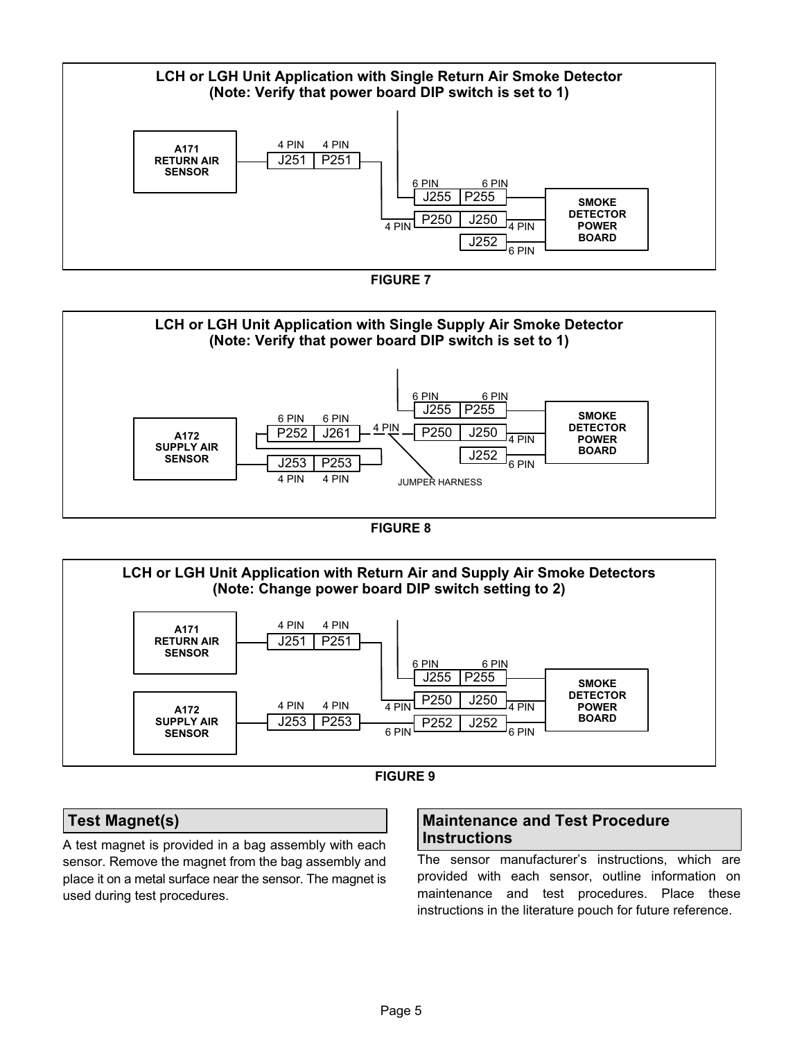**LCH or LGH Unit Application with Single Return Air Smoke Detector**
**(Note: Verify that power board DIP switch is set to 1)**

A171
RETURN AIR
SENSOR

4 PIN 4 PIN
J251 P251

6 PIN 6 PIN
J255 P255

4 PIN P250 J250 4 PIN

J252 6 PIN

SMOKE
DETECTOR
POWER
BOARD

FIGURE 7

**LCH or LGH Unit Application with Single Supply Air Smoke Detector**
**(Note: Verify that power board DIP switch is set to 1)**

A172
SUPPLY AIR
SENSOR

6 PIN 6 PIN
P252 J261

J253 P253
4 PIN 4 PIN

4 PIN

JUMPER HARNESS

6 PIN 6 PIN
J255 P255

P250 J250 4 PIN

J252 6 PIN

SMOKE
DETECTOR
POWER
BOARD

FIGURE 8

**LCH or LGH Unit Application with Return Air and Supply Air Smoke Detectors**
**(Note: Change power board DIP switch setting to 2)**

A171
RETURN AIR
SENSOR

4 PIN 4 PIN
J251 P251

A172
SUPPLY AIR
SENSOR

4 PIN 4 PIN
J253 P253

6 PIN 6 PIN
J255 P255

4 PIN P250 J250 4 PIN

6 PIN P252 J252 6 PIN

SMOKE
DETECTOR
POWER
BOARD

FIGURE 9

## Test Magnet(s)

A test magnet is provided in a bag assembly with each sensor. Remove the magnet from the bag assembly and place it on a metal surface near the sensor. The magnet is used during test procedures.

## Maintenance and Test Procedure Instructions

The sensor manufacturer's instructions, which are provided with each sensor, outline information on maintenance and test procedures. Place these instructions in the literature pouch for future reference.